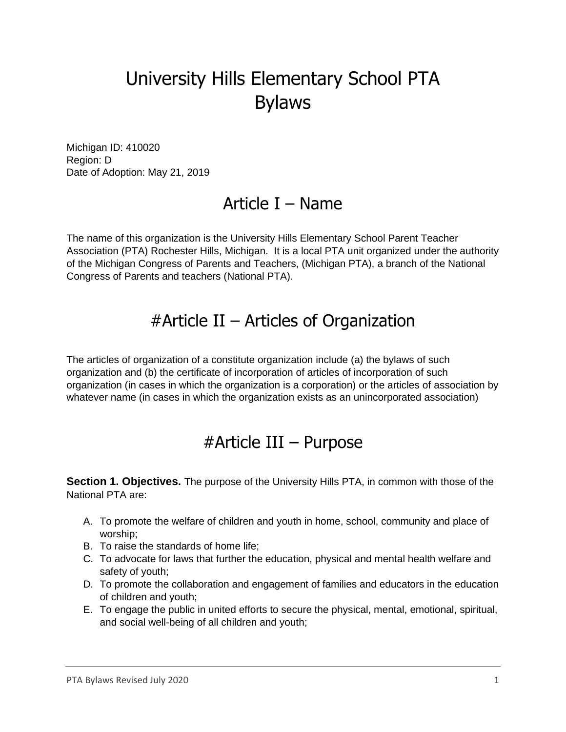# University Hills Elementary School PTA Bylaws

Michigan ID: 410020
Region: D
Date of Adoption: May 21, 2019

## Article I – Name

The name of this organization is the University Hills Elementary School Parent Teacher Association (PTA) Rochester Hills, Michigan. It is a local PTA unit organized under the authority of the Michigan Congress of Parents and Teachers, (Michigan PTA), a branch of the National Congress of Parents and teachers (National PTA).

## #Article II – Articles of Organization

The articles of organization of a constitute organization include (a) the bylaws of such organization and (b) the certificate of incorporation of articles of incorporation of such organization (in cases in which the organization is a corporation) or the articles of association by whatever name (in cases in which the organization exists as an unincorporated association)

## #Article III – Purpose

**Section 1. Objectives.** The purpose of the University Hills PTA, in common with those of the National PTA are:

A. To promote the welfare of children and youth in home, school, community and place of worship;
B. To raise the standards of home life;
C. To advocate for laws that further the education, physical and mental health welfare and safety of youth;
D. To promote the collaboration and engagement of families and educators in the education of children and youth;
E. To engage the public in united efforts to secure the physical, mental, emotional, spiritual, and social well-being of all children and youth;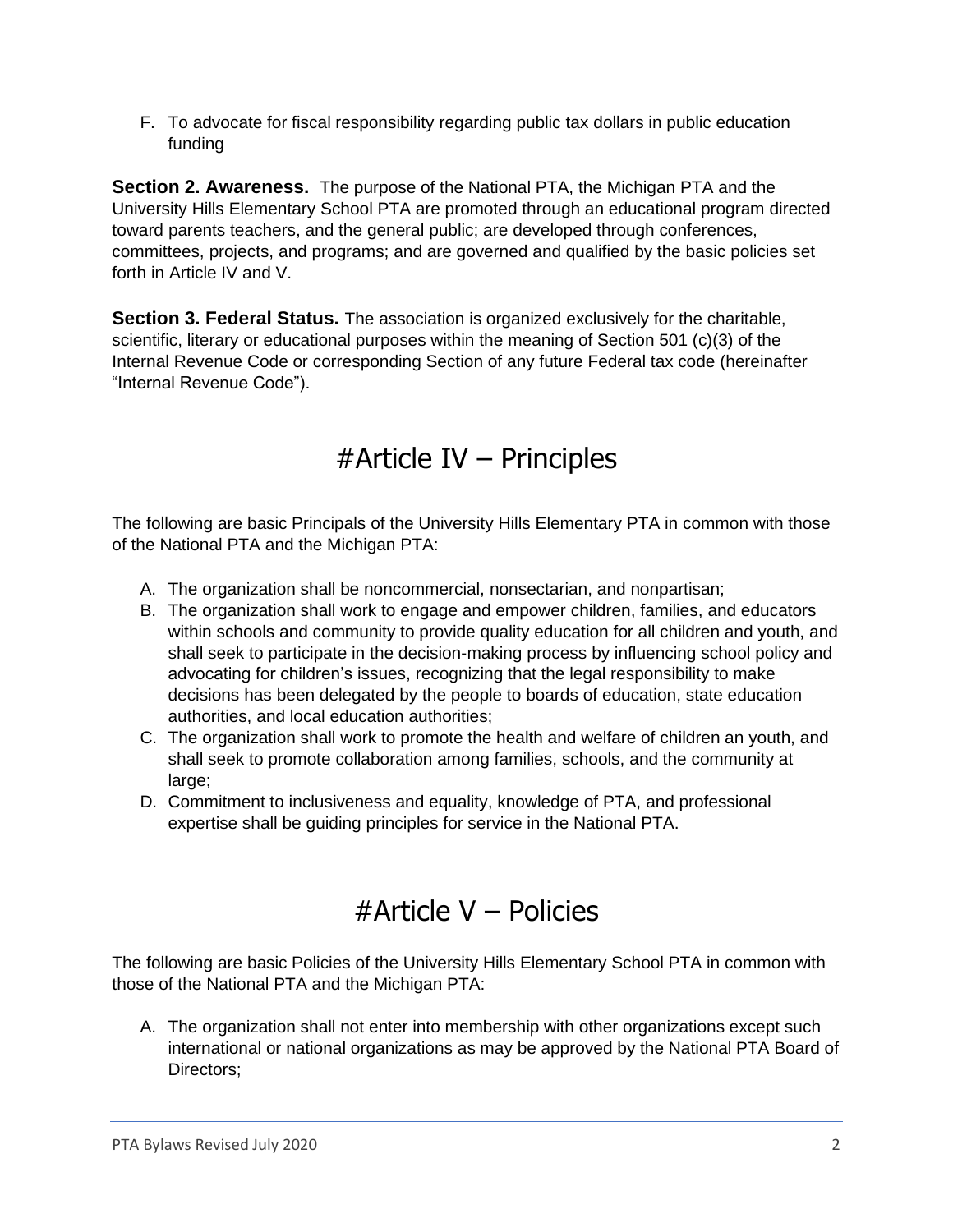F. To advocate for fiscal responsibility regarding public tax dollars in public education funding

**Section 2. Awareness.** The purpose of the National PTA, the Michigan PTA and the University Hills Elementary School PTA are promoted through an educational program directed toward parents teachers, and the general public; are developed through conferences, committees, projects, and programs; and are governed and qualified by the basic policies set forth in Article IV and V.

**Section 3. Federal Status.** The association is organized exclusively for the charitable, scientific, literary or educational purposes within the meaning of Section 501 (c)(3) of the Internal Revenue Code or corresponding Section of any future Federal tax code (hereinafter "Internal Revenue Code").

# #Article IV – Principles

The following are basic Principals of the University Hills Elementary PTA in common with those of the National PTA and the Michigan PTA:

A. The organization shall be noncommercial, nonsectarian, and nonpartisan;
B. The organization shall work to engage and empower children, families, and educators within schools and community to provide quality education for all children and youth, and shall seek to participate in the decision-making process by influencing school policy and advocating for children's issues, recognizing that the legal responsibility to make decisions has been delegated by the people to boards of education, state education authorities, and local education authorities;
C. The organization shall work to promote the health and welfare of children an youth, and shall seek to promote collaboration among families, schools, and the community at large;
D. Commitment to inclusiveness and equality, knowledge of PTA, and professional expertise shall be guiding principles for service in the National PTA.

# #Article V – Policies

The following are basic Policies of the University Hills Elementary School PTA in common with those of the National PTA and the Michigan PTA:

A. The organization shall not enter into membership with other organizations except such international or national organizations as may be approved by the National PTA Board of Directors;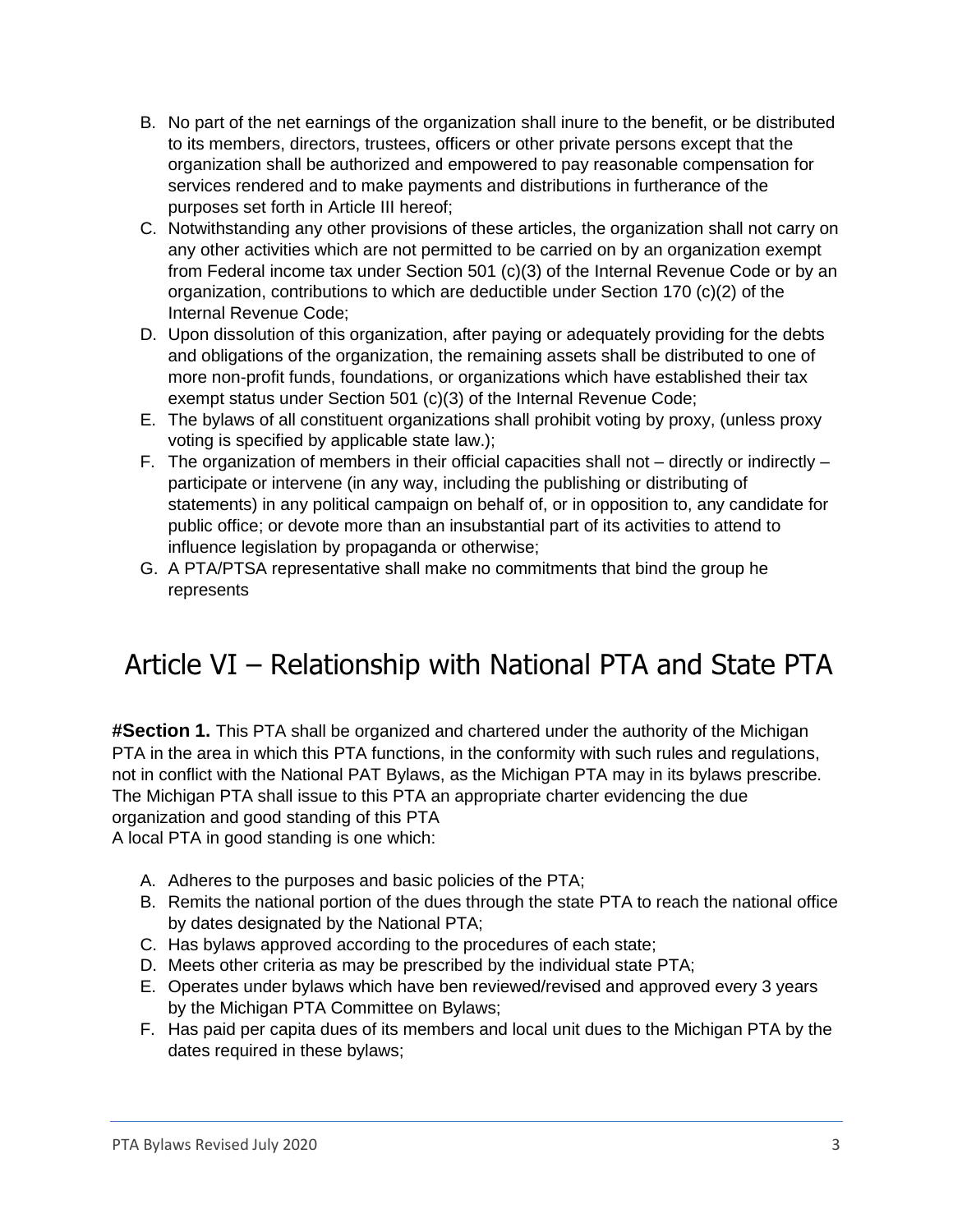B. No part of the net earnings of the organization shall inure to the benefit, or be distributed to its members, directors, trustees, officers or other private persons except that the organization shall be authorized and empowered to pay reasonable compensation for services rendered and to make payments and distributions in furtherance of the purposes set forth in Article III hereof;
C. Notwithstanding any other provisions of these articles, the organization shall not carry on any other activities which are not permitted to be carried on by an organization exempt from Federal income tax under Section 501 (c)(3) of the Internal Revenue Code or by an organization, contributions to which are deductible under Section 170 (c)(2) of the Internal Revenue Code;
D. Upon dissolution of this organization, after paying or adequately providing for the debts and obligations of the organization, the remaining assets shall be distributed to one of more non-profit funds, foundations, or organizations which have established their tax exempt status under Section 501 (c)(3) of the Internal Revenue Code;
E. The bylaws of all constituent organizations shall prohibit voting by proxy, (unless proxy voting is specified by applicable state law.);
F. The organization of members in their official capacities shall not – directly or indirectly – participate or intervene (in any way, including the publishing or distributing of statements) in any political campaign on behalf of, or in opposition to, any candidate for public office; or devote more than an insubstantial part of its activities to attend to influence legislation by propaganda or otherwise;
G. A PTA/PTSA representative shall make no commitments that bind the group he represents

# Article VI – Relationship with National PTA and State PTA

**#Section 1.** This PTA shall be organized and chartered under the authority of the Michigan PTA in the area in which this PTA functions, in the conformity with such rules and regulations, not in conflict with the National PAT Bylaws, as the Michigan PTA may in its bylaws prescribe. The Michigan PTA shall issue to this PTA an appropriate charter evidencing the due organization and good standing of this PTA
A local PTA in good standing is one which:

A. Adheres to the purposes and basic policies of the PTA;
B. Remits the national portion of the dues through the state PTA to reach the national office by dates designated by the National PTA;
C. Has bylaws approved according to the procedures of each state;
D. Meets other criteria as may be prescribed by the individual state PTA;
E. Operates under bylaws which have ben reviewed/revised and approved every 3 years by the Michigan PTA Committee on Bylaws;
F. Has paid per capita dues of its members and local unit dues to the Michigan PTA by the dates required in these bylaws;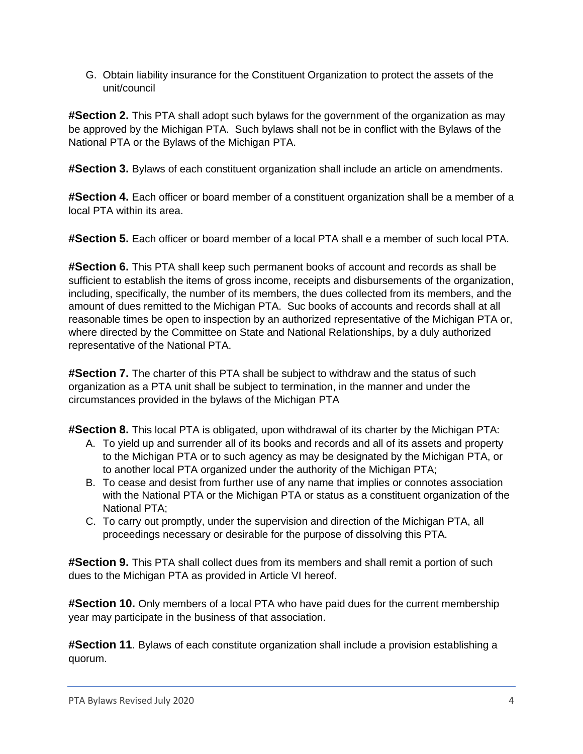G. Obtain liability insurance for the Constituent Organization to protect the assets of the unit/council

**#Section 2.** This PTA shall adopt such bylaws for the government of the organization as may be approved by the Michigan PTA. Such bylaws shall not be in conflict with the Bylaws of the National PTA or the Bylaws of the Michigan PTA.

**#Section 3.** Bylaws of each constituent organization shall include an article on amendments.

**#Section 4.** Each officer or board member of a constituent organization shall be a member of a local PTA within its area.

**#Section 5.** Each officer or board member of a local PTA shall e a member of such local PTA.

**#Section 6.** This PTA shall keep such permanent books of account and records as shall be sufficient to establish the items of gross income, receipts and disbursements of the organization, including, specifically, the number of its members, the dues collected from its members, and the amount of dues remitted to the Michigan PTA. Suc books of accounts and records shall at all reasonable times be open to inspection by an authorized representative of the Michigan PTA or, where directed by the Committee on State and National Relationships, by a duly authorized representative of the National PTA.

**#Section 7.** The charter of this PTA shall be subject to withdraw and the status of such organization as a PTA unit shall be subject to termination, in the manner and under the circumstances provided in the bylaws of the Michigan PTA

**#Section 8.** This local PTA is obligated, upon withdrawal of its charter by the Michigan PTA:

A. To yield up and surrender all of its books and records and all of its assets and property to the Michigan PTA or to such agency as may be designated by the Michigan PTA, or to another local PTA organized under the authority of the Michigan PTA;
B. To cease and desist from further use of any name that implies or connotes association with the National PTA or the Michigan PTA or status as a constituent organization of the National PTA;
C. To carry out promptly, under the supervision and direction of the Michigan PTA, all proceedings necessary or desirable for the purpose of dissolving this PTA.

**#Section 9.** This PTA shall collect dues from its members and shall remit a portion of such dues to the Michigan PTA as provided in Article VI hereof.

**#Section 10.** Only members of a local PTA who have paid dues for the current membership year may participate in the business of that association.

**#Section 11**. Bylaws of each constitute organization shall include a provision establishing a quorum.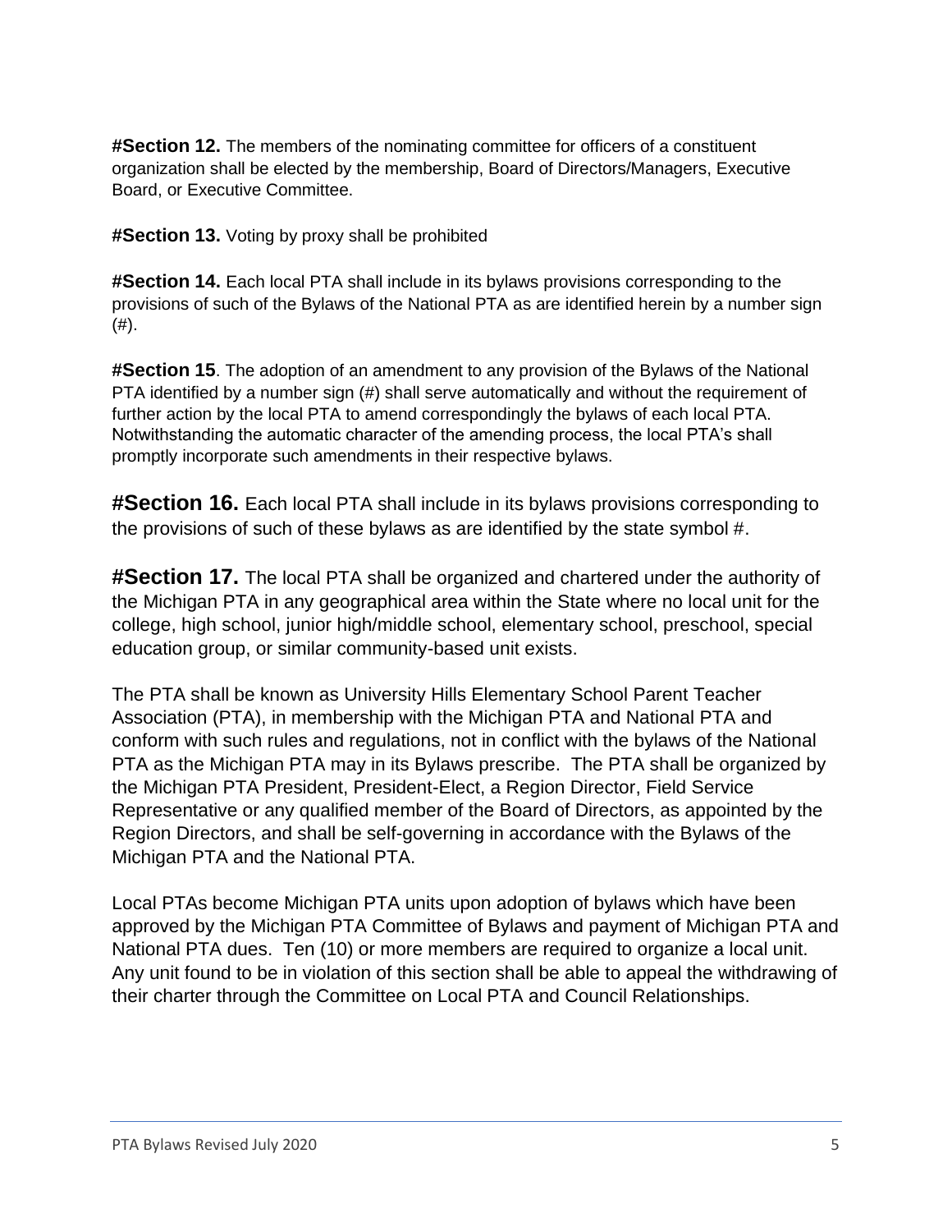**#Section 12.** The members of the nominating committee for officers of a constituent organization shall be elected by the membership, Board of Directors/Managers, Executive Board, or Executive Committee.

**#Section 13.** Voting by proxy shall be prohibited

**#Section 14.** Each local PTA shall include in its bylaws provisions corresponding to the provisions of such of the Bylaws of the National PTA as are identified herein by a number sign (#).

**#Section 15**. The adoption of an amendment to any provision of the Bylaws of the National PTA identified by a number sign (#) shall serve automatically and without the requirement of further action by the local PTA to amend correspondingly the bylaws of each local PTA. Notwithstanding the automatic character of the amending process, the local PTA's shall promptly incorporate such amendments in their respective bylaws.

**#Section 16.** Each local PTA shall include in its bylaws provisions corresponding to the provisions of such of these bylaws as are identified by the state symbol #.

**#Section 17.** The local PTA shall be organized and chartered under the authority of the Michigan PTA in any geographical area within the State where no local unit for the college, high school, junior high/middle school, elementary school, preschool, special education group, or similar community-based unit exists.

The PTA shall be known as University Hills Elementary School Parent Teacher Association (PTA), in membership with the Michigan PTA and National PTA and conform with such rules and regulations, not in conflict with the bylaws of the National PTA as the Michigan PTA may in its Bylaws prescribe. The PTA shall be organized by the Michigan PTA President, President-Elect, a Region Director, Field Service Representative or any qualified member of the Board of Directors, as appointed by the Region Directors, and shall be self-governing in accordance with the Bylaws of the Michigan PTA and the National PTA.

Local PTAs become Michigan PTA units upon adoption of bylaws which have been approved by the Michigan PTA Committee of Bylaws and payment of Michigan PTA and National PTA dues. Ten (10) or more members are required to organize a local unit. Any unit found to be in violation of this section shall be able to appeal the withdrawing of their charter through the Committee on Local PTA and Council Relationships.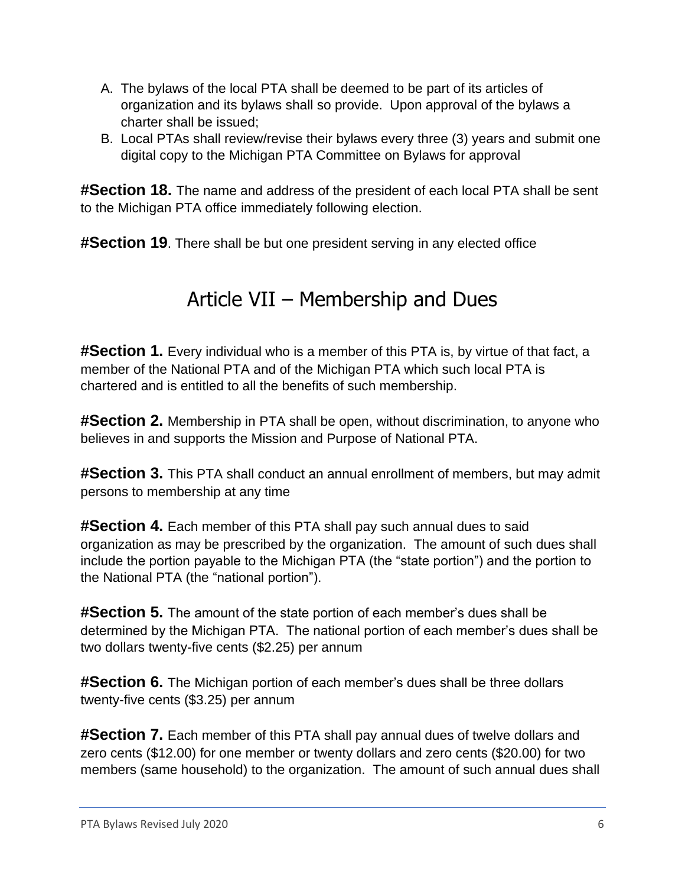A. The bylaws of the local PTA shall be deemed to be part of its articles of organization and its bylaws shall so provide. Upon approval of the bylaws a charter shall be issued;
B. Local PTAs shall review/revise their bylaws every three (3) years and submit one digital copy to the Michigan PTA Committee on Bylaws for approval

**#Section 18.** The name and address of the president of each local PTA shall be sent to the Michigan PTA office immediately following election.

**#Section 19**. There shall be but one president serving in any elected office

# Article VII – Membership and Dues

**#Section 1.** Every individual who is a member of this PTA is, by virtue of that fact, a member of the National PTA and of the Michigan PTA which such local PTA is chartered and is entitled to all the benefits of such membership.

**#Section 2.** Membership in PTA shall be open, without discrimination, to anyone who believes in and supports the Mission and Purpose of National PTA.

**#Section 3.** This PTA shall conduct an annual enrollment of members, but may admit persons to membership at any time

**#Section 4.** Each member of this PTA shall pay such annual dues to said organization as may be prescribed by the organization. The amount of such dues shall include the portion payable to the Michigan PTA (the "state portion") and the portion to the National PTA (the "national portion").

**#Section 5.** The amount of the state portion of each member's dues shall be determined by the Michigan PTA. The national portion of each member's dues shall be two dollars twenty-five cents ($2.25) per annum

**#Section 6.** The Michigan portion of each member's dues shall be three dollars twenty-five cents ($3.25) per annum

**#Section 7.** Each member of this PTA shall pay annual dues of twelve dollars and zero cents ($12.00) for one member or twenty dollars and zero cents ($20.00) for two members (same household) to the organization. The amount of such annual dues shall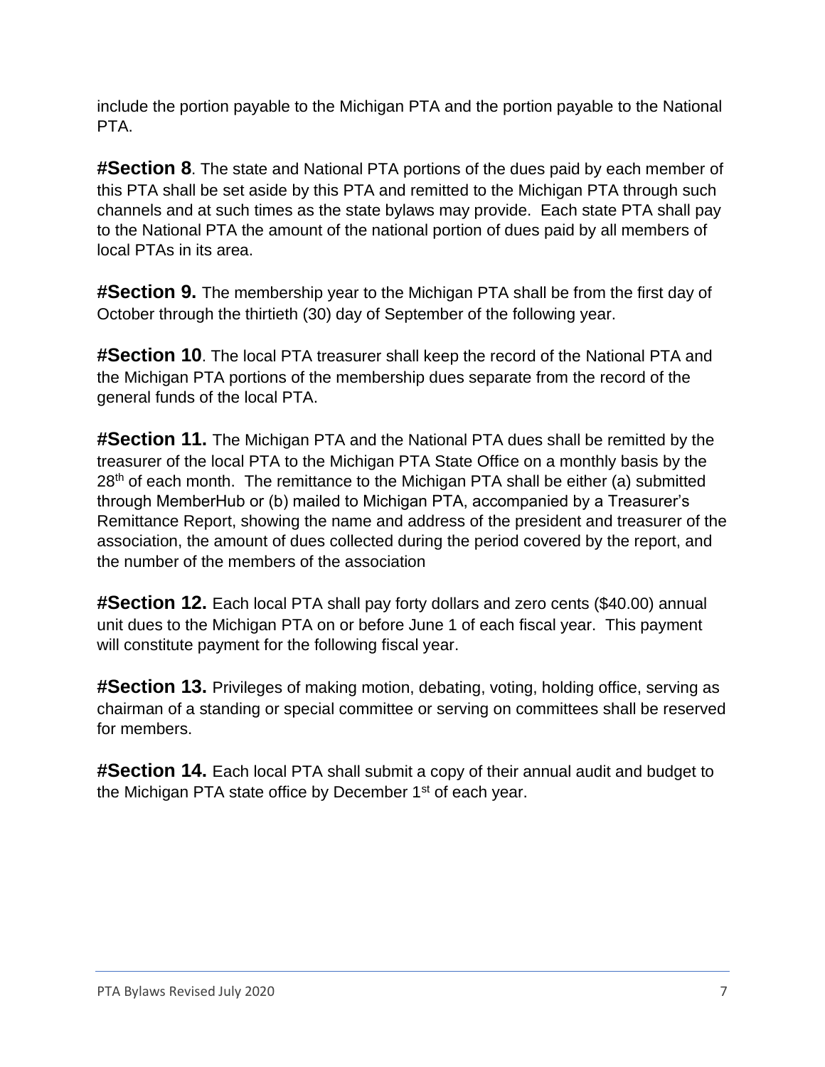include the portion payable to the Michigan PTA and the portion payable to the National PTA.

**#Section 8**. The state and National PTA portions of the dues paid by each member of this PTA shall be set aside by this PTA and remitted to the Michigan PTA through such channels and at such times as the state bylaws may provide. Each state PTA shall pay to the National PTA the amount of the national portion of dues paid by all members of local PTAs in its area.

**#Section 9.** The membership year to the Michigan PTA shall be from the first day of October through the thirtieth (30) day of September of the following year.

**#Section 10**. The local PTA treasurer shall keep the record of the National PTA and the Michigan PTA portions of the membership dues separate from the record of the general funds of the local PTA.

**#Section 11.** The Michigan PTA and the National PTA dues shall be remitted by the treasurer of the local PTA to the Michigan PTA State Office on a monthly basis by the 28th of each month. The remittance to the Michigan PTA shall be either (a) submitted through MemberHub or (b) mailed to Michigan PTA, accompanied by a Treasurer's Remittance Report, showing the name and address of the president and treasurer of the association, the amount of dues collected during the period covered by the report, and the number of the members of the association

**#Section 12.** Each local PTA shall pay forty dollars and zero cents ($40.00) annual unit dues to the Michigan PTA on or before June 1 of each fiscal year. This payment will constitute payment for the following fiscal year.

**#Section 13.** Privileges of making motion, debating, voting, holding office, serving as chairman of a standing or special committee or serving on committees shall be reserved for members.

**#Section 14.** Each local PTA shall submit a copy of their annual audit and budget to the Michigan PTA state office by December 1st of each year.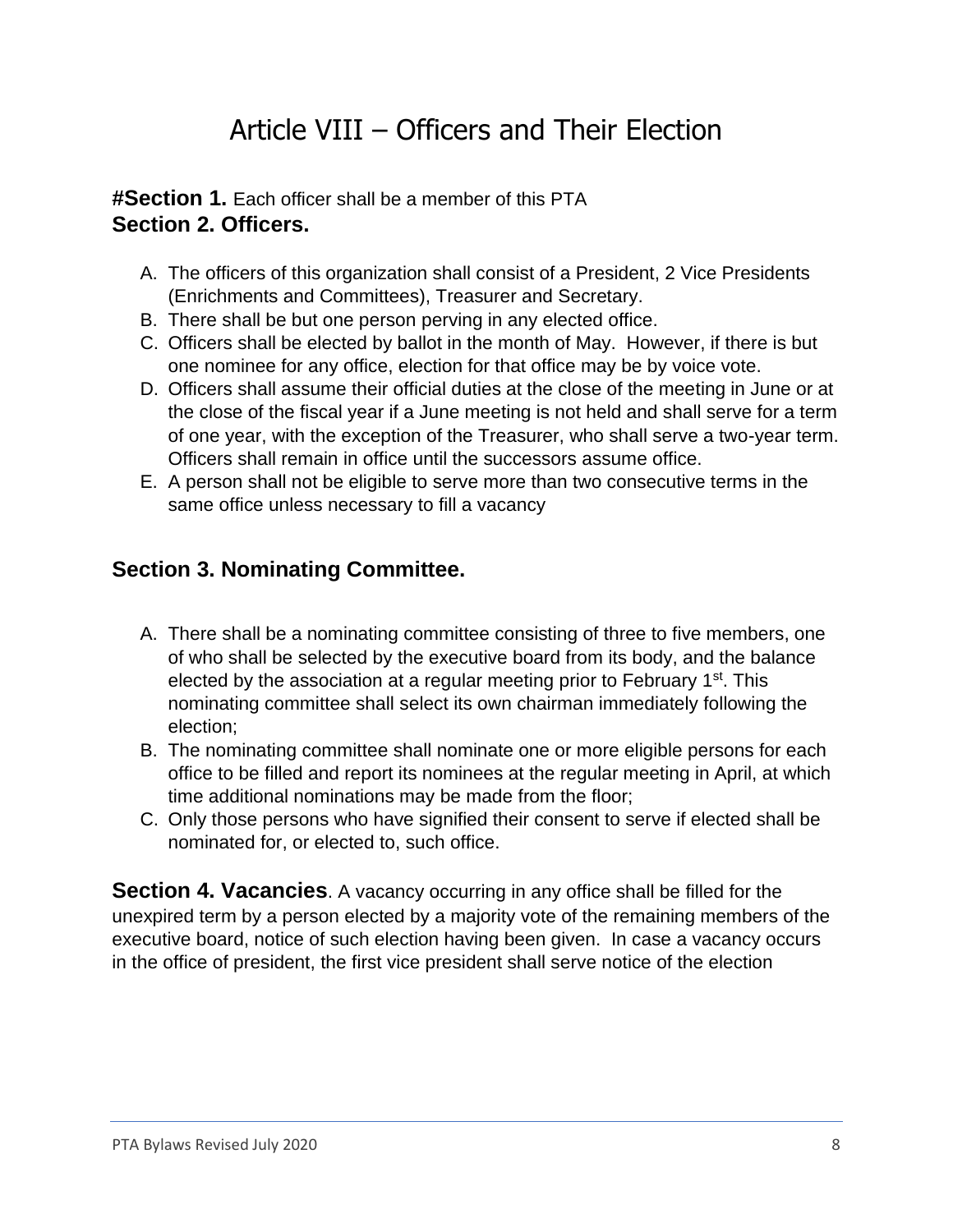# Article VIII – Officers and Their Election

**#Section 1.** Each officer shall be a member of this PTA

**Section 2. Officers.**

A. The officers of this organization shall consist of a President, 2 Vice Presidents (Enrichments and Committees), Treasurer and Secretary.
B. There shall be but one person perving in any elected office.
C. Officers shall be elected by ballot in the month of May. However, if there is but one nominee for any office, election for that office may be by voice vote.
D. Officers shall assume their official duties at the close of the meeting in June or at the close of the fiscal year if a June meeting is not held and shall serve for a term of one year, with the exception of the Treasurer, who shall serve a two-year term. Officers shall remain in office until the successors assume office.
E. A person shall not be eligible to serve more than two consecutive terms in the same office unless necessary to fill a vacancy

## Section 3. Nominating Committee.

A. There shall be a nominating committee consisting of three to five members, one of who shall be selected by the executive board from its body, and the balance elected by the association at a regular meeting prior to February 1st. This nominating committee shall select its own chairman immediately following the election;
B. The nominating committee shall nominate one or more eligible persons for each office to be filled and report its nominees at the regular meeting in April, at which time additional nominations may be made from the floor;
C. Only those persons who have signified their consent to serve if elected shall be nominated for, or elected to, such office.

**Section 4. Vacancies**. A vacancy occurring in any office shall be filled for the unexpired term by a person elected by a majority vote of the remaining members of the executive board, notice of such election having been given. In case a vacancy occurs in the office of president, the first vice president shall serve notice of the election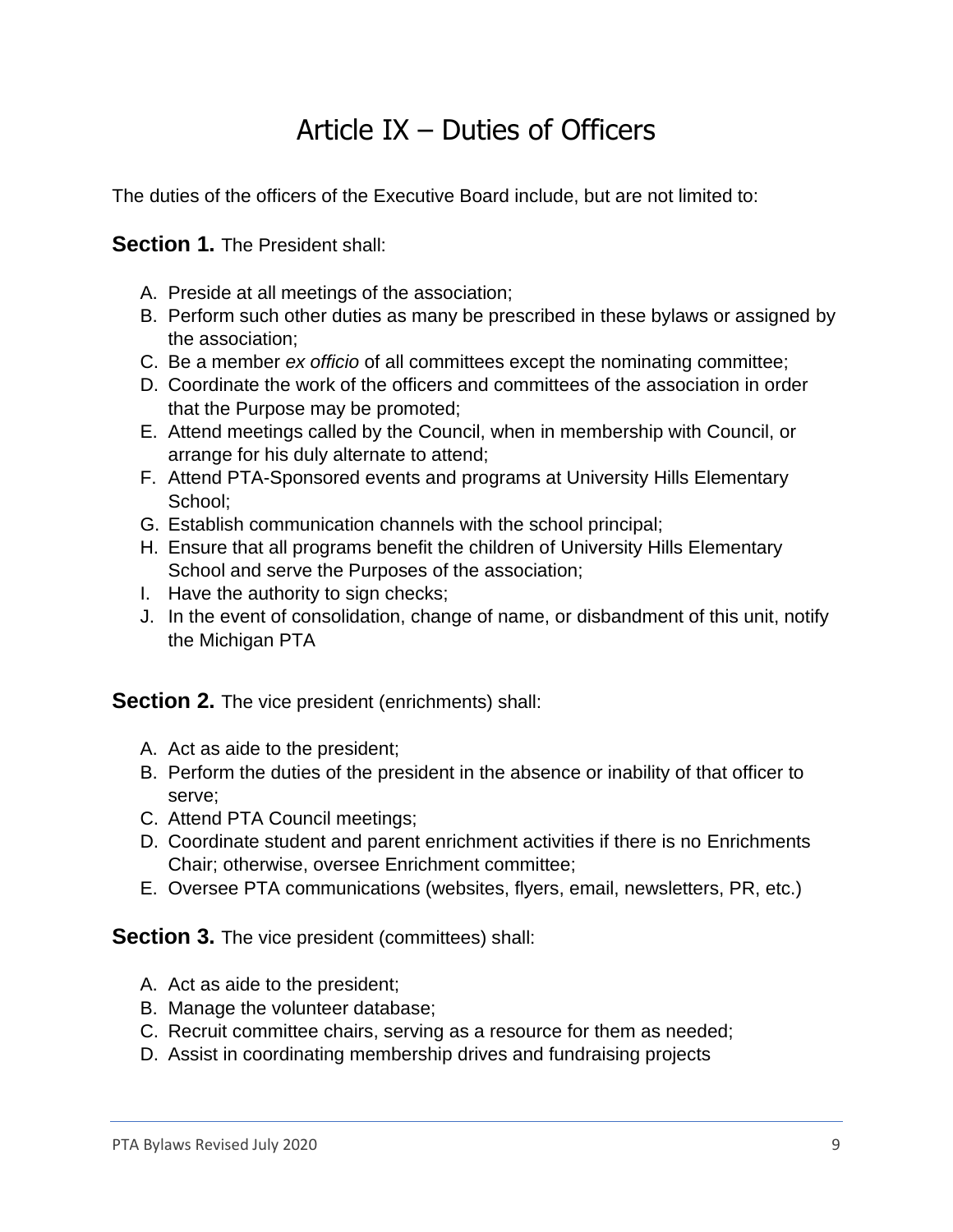# Article IX – Duties of Officers

The duties of the officers of the Executive Board include, but are not limited to:

**Section 1.** The President shall:

A. Preside at all meetings of the association;
B. Perform such other duties as many be prescribed in these bylaws or assigned by the association;
C. Be a member *ex officio* of all committees except the nominating committee;
D. Coordinate the work of the officers and committees of the association in order that the Purpose may be promoted;
E. Attend meetings called by the Council, when in membership with Council, or arrange for his duly alternate to attend;
F. Attend PTA-Sponsored events and programs at University Hills Elementary School;
G. Establish communication channels with the school principal;
H. Ensure that all programs benefit the children of University Hills Elementary School and serve the Purposes of the association;
I. Have the authority to sign checks;
J. In the event of consolidation, change of name, or disbandment of this unit, notify the Michigan PTA

**Section 2.** The vice president (enrichments) shall:

A. Act as aide to the president;
B. Perform the duties of the president in the absence or inability of that officer to serve;
C. Attend PTA Council meetings;
D. Coordinate student and parent enrichment activities if there is no Enrichments Chair; otherwise, oversee Enrichment committee;
E. Oversee PTA communications (websites, flyers, email, newsletters, PR, etc.)

**Section 3.** The vice president (committees) shall:

A. Act as aide to the president;
B. Manage the volunteer database;
C. Recruit committee chairs, serving as a resource for them as needed;
D. Assist in coordinating membership drives and fundraising projects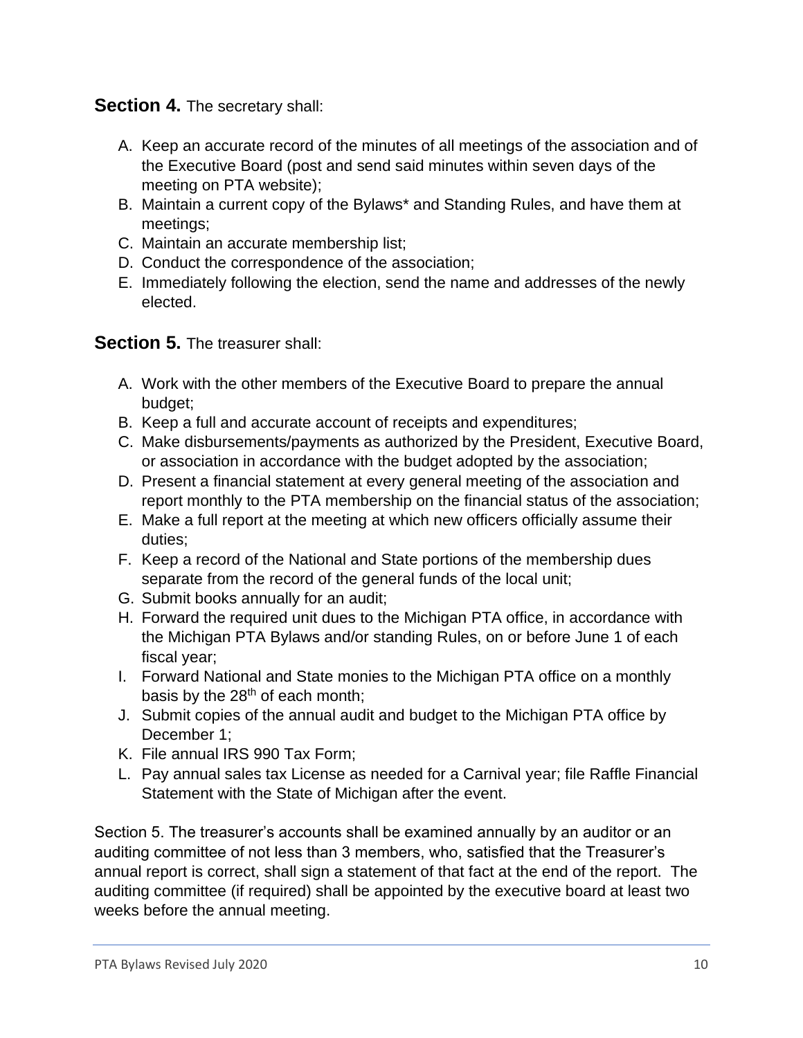**Section 4.** The secretary shall:

A. Keep an accurate record of the minutes of all meetings of the association and of the Executive Board (post and send said minutes within seven days of the meeting on PTA website);
B. Maintain a current copy of the Bylaws* and Standing Rules, and have them at meetings;
C. Maintain an accurate membership list;
D. Conduct the correspondence of the association;
E. Immediately following the election, send the name and addresses of the newly elected.

**Section 5.** The treasurer shall:

A. Work with the other members of the Executive Board to prepare the annual budget;
B. Keep a full and accurate account of receipts and expenditures;
C. Make disbursements/payments as authorized by the President, Executive Board, or association in accordance with the budget adopted by the association;
D. Present a financial statement at every general meeting of the association and report monthly to the PTA membership on the financial status of the association;
E. Make a full report at the meeting at which new officers officially assume their duties;
F. Keep a record of the National and State portions of the membership dues separate from the record of the general funds of the local unit;
G. Submit books annually for an audit;
H. Forward the required unit dues to the Michigan PTA office, in accordance with the Michigan PTA Bylaws and/or standing Rules, on or before June 1 of each fiscal year;
I. Forward National and State monies to the Michigan PTA office on a monthly basis by the 28th of each month;
J. Submit copies of the annual audit and budget to the Michigan PTA office by December 1;
K. File annual IRS 990 Tax Form;
L. Pay annual sales tax License as needed for a Carnival year; file Raffle Financial Statement with the State of Michigan after the event.

Section 5. The treasurer's accounts shall be examined annually by an auditor or an auditing committee of not less than 3 members, who, satisfied that the Treasurer's annual report is correct, shall sign a statement of that fact at the end of the report. The auditing committee (if required) shall be appointed by the executive board at least two weeks before the annual meeting.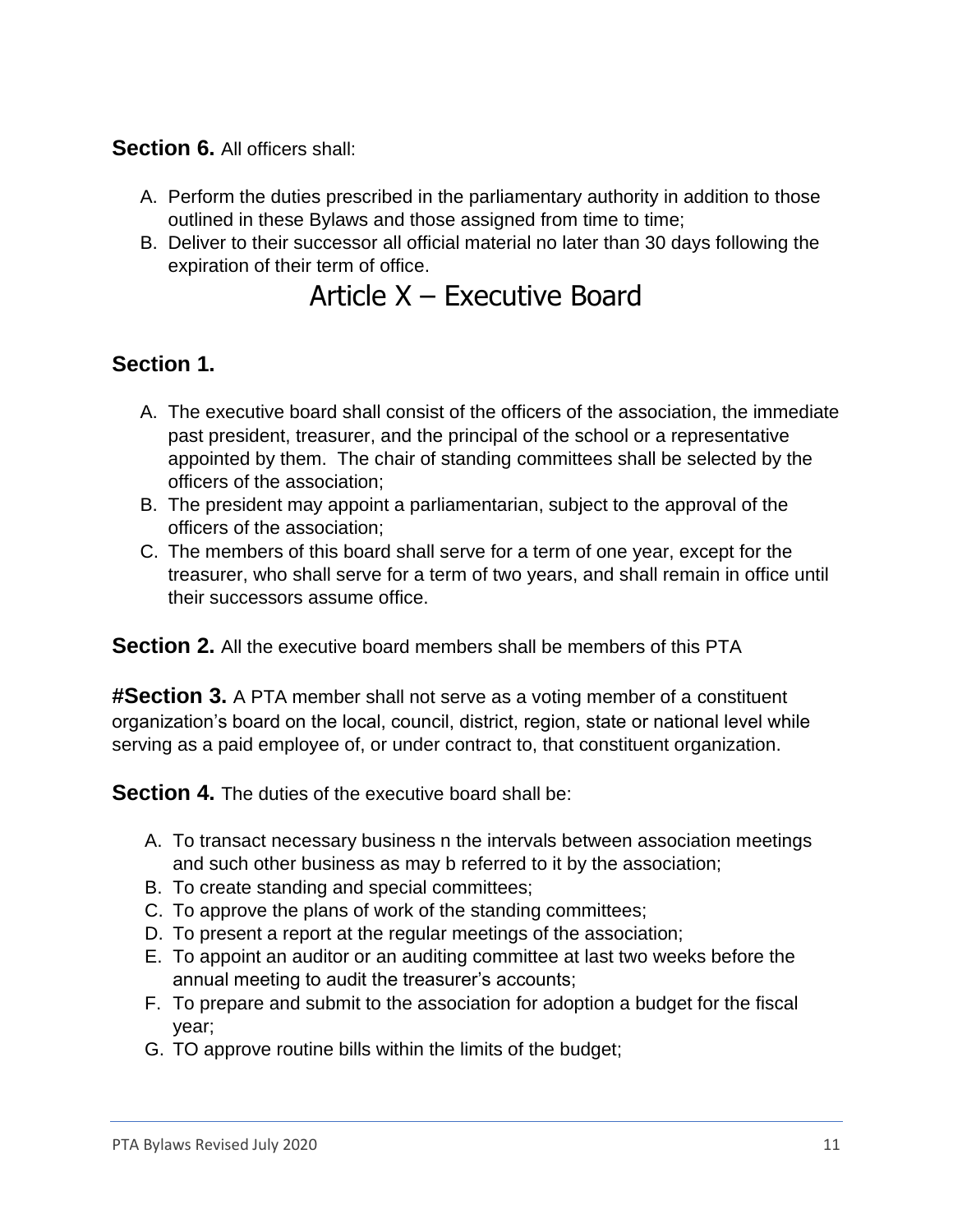**Section 6.** All officers shall:

A. Perform the duties prescribed in the parliamentary authority in addition to those outlined in these Bylaws and those assigned from time to time;
B. Deliver to their successor all official material no later than 30 days following the expiration of their term of office.

# Article X – Executive Board

## Section 1.

A. The executive board shall consist of the officers of the association, the immediate past president, treasurer, and the principal of the school or a representative appointed by them. The chair of standing committees shall be selected by the officers of the association;
B. The president may appoint a parliamentarian, subject to the approval of the officers of the association;
C. The members of this board shall serve for a term of one year, except for the treasurer, who shall serve for a term of two years, and shall remain in office until their successors assume office.

**Section 2.** All the executive board members shall be members of this PTA

**#Section 3.** A PTA member shall not serve as a voting member of a constituent organization's board on the local, council, district, region, state or national level while serving as a paid employee of, or under contract to, that constituent organization.

**Section 4.** The duties of the executive board shall be:

A. To transact necessary business n the intervals between association meetings and such other business as may b referred to it by the association;
B. To create standing and special committees;
C. To approve the plans of work of the standing committees;
D. To present a report at the regular meetings of the association;
E. To appoint an auditor or an auditing committee at last two weeks before the annual meeting to audit the treasurer's accounts;
F. To prepare and submit to the association for adoption a budget for the fiscal year;
G. TO approve routine bills within the limits of the budget;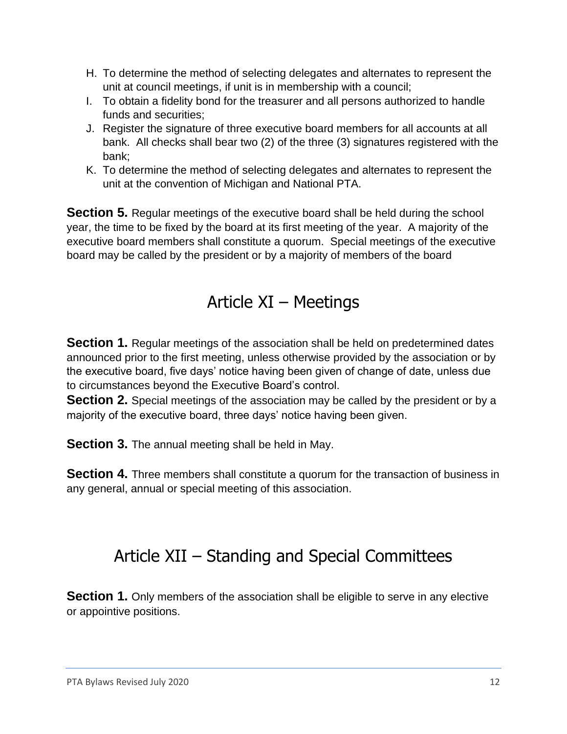H. To determine the method of selecting delegates and alternates to represent the unit at council meetings, if unit is in membership with a council;
I. To obtain a fidelity bond for the treasurer and all persons authorized to handle funds and securities;
J. Register the signature of three executive board members for all accounts at all bank. All checks shall bear two (2) of the three (3) signatures registered with the bank;
K. To determine the method of selecting delegates and alternates to represent the unit at the convention of Michigan and National PTA.

**Section 5.** Regular meetings of the executive board shall be held during the school year, the time to be fixed by the board at its first meeting of the year. A majority of the executive board members shall constitute a quorum. Special meetings of the executive board may be called by the president or by a majority of members of the board

# Article XI – Meetings

**Section 1.** Regular meetings of the association shall be held on predetermined dates announced prior to the first meeting, unless otherwise provided by the association or by the executive board, five days' notice having been given of change of date, unless due to circumstances beyond the Executive Board's control.

**Section 2.** Special meetings of the association may be called by the president or by a majority of the executive board, three days' notice having been given.

**Section 3.** The annual meeting shall be held in May.

**Section 4.** Three members shall constitute a quorum for the transaction of business in any general, annual or special meeting of this association.

# Article XII – Standing and Special Committees

**Section 1.** Only members of the association shall be eligible to serve in any elective or appointive positions.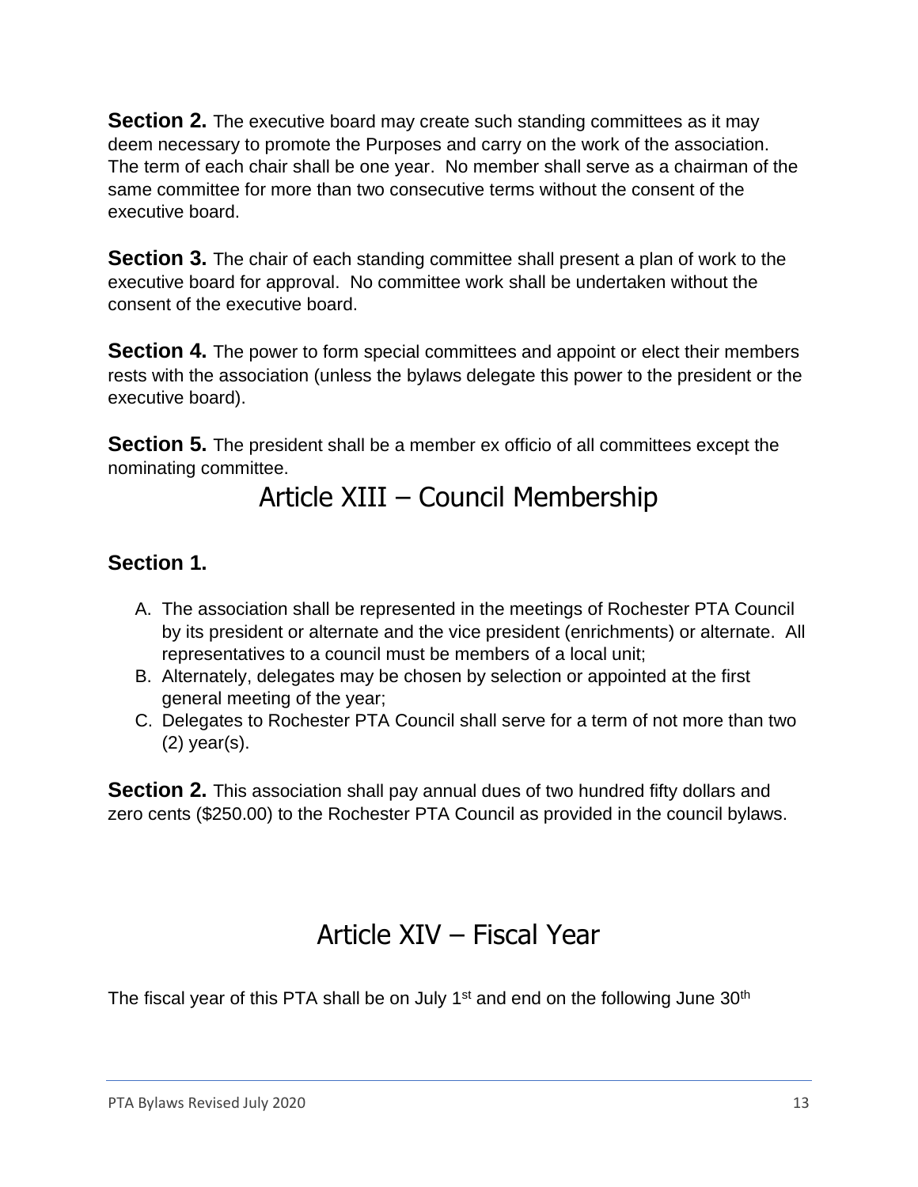**Section 2.** The executive board may create such standing committees as it may deem necessary to promote the Purposes and carry on the work of the association. The term of each chair shall be one year. No member shall serve as a chairman of the same committee for more than two consecutive terms without the consent of the executive board.

**Section 3.** The chair of each standing committee shall present a plan of work to the executive board for approval. No committee work shall be undertaken without the consent of the executive board.

**Section 4.** The power to form special committees and appoint or elect their members rests with the association (unless the bylaws delegate this power to the president or the executive board).

**Section 5.** The president shall be a member ex officio of all committees except the nominating committee.

# Article XIII – Council Membership

**Section 1.**

A. The association shall be represented in the meetings of Rochester PTA Council by its president or alternate and the vice president (enrichments) or alternate. All representatives to a council must be members of a local unit;
B. Alternately, delegates may be chosen by selection or appointed at the first general meeting of the year;
C. Delegates to Rochester PTA Council shall serve for a term of not more than two (2) year(s).

**Section 2.** This association shall pay annual dues of two hundred fifty dollars and zero cents ($250.00) to the Rochester PTA Council as provided in the council bylaws.

# Article XIV – Fiscal Year

The fiscal year of this PTA shall be on July 1st and end on the following June 30th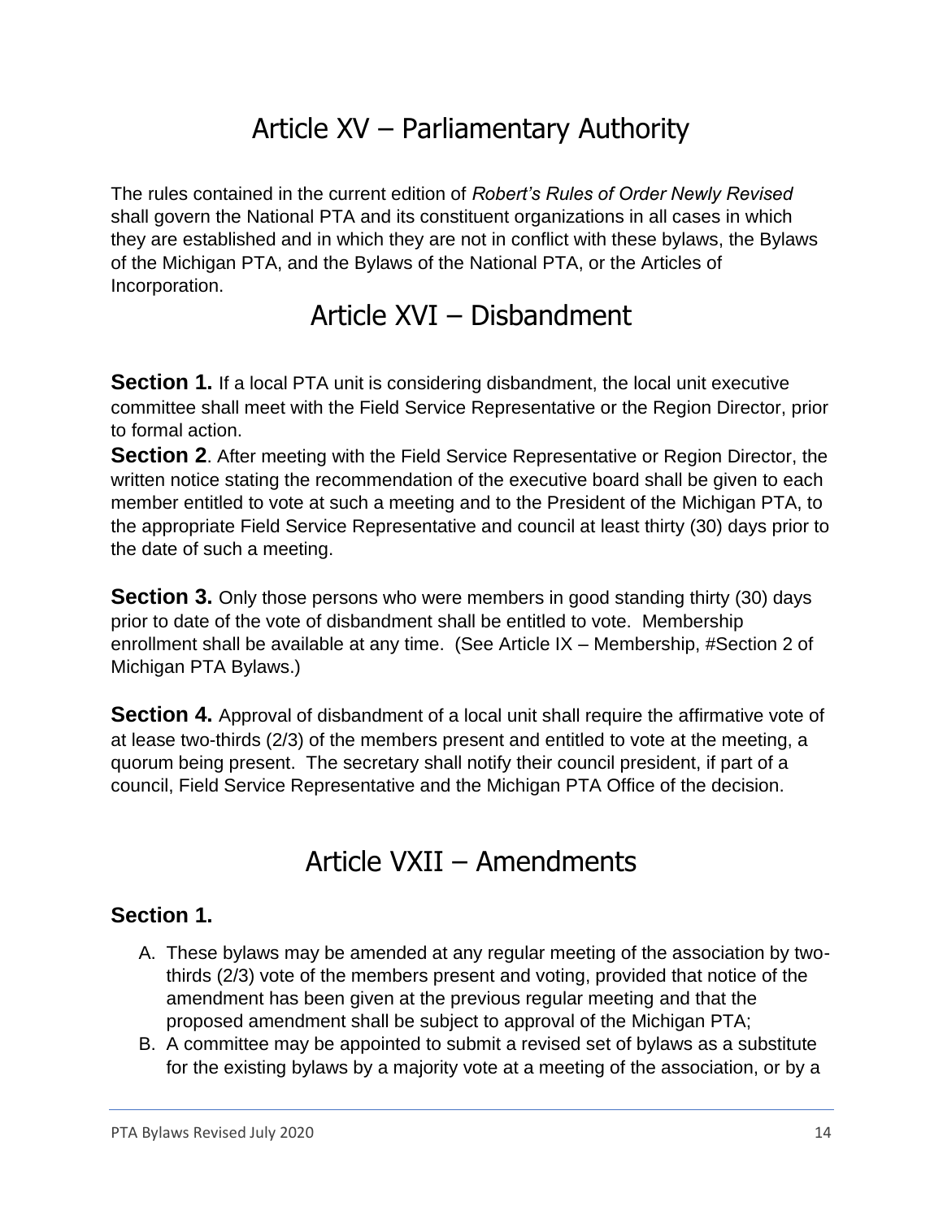# Article XV – Parliamentary Authority

The rules contained in the current edition of *Robert's Rules of Order Newly Revised* shall govern the National PTA and its constituent organizations in all cases in which they are established and in which they are not in conflict with these bylaws, the Bylaws of the Michigan PTA, and the Bylaws of the National PTA, or the Articles of Incorporation.

# Article XVI – Disbandment

**Section 1.** If a local PTA unit is considering disbandment, the local unit executive committee shall meet with the Field Service Representative or the Region Director, prior to formal action.

**Section 2**. After meeting with the Field Service Representative or Region Director, the written notice stating the recommendation of the executive board shall be given to each member entitled to vote at such a meeting and to the President of the Michigan PTA, to the appropriate Field Service Representative and council at least thirty (30) days prior to the date of such a meeting.

**Section 3.** Only those persons who were members in good standing thirty (30) days prior to date of the vote of disbandment shall be entitled to vote. Membership enrollment shall be available at any time. (See Article IX – Membership, #Section 2 of Michigan PTA Bylaws.)

**Section 4.** Approval of disbandment of a local unit shall require the affirmative vote of at lease two-thirds (2/3) of the members present and entitled to vote at the meeting, a quorum being present. The secretary shall notify their council president, if part of a council, Field Service Representative and the Michigan PTA Office of the decision.

# Article VXII – Amendments

### Section 1.

A. These bylaws may be amended at any regular meeting of the association by two-thirds (2/3) vote of the members present and voting, provided that notice of the amendment has been given at the previous regular meeting and that the proposed amendment shall be subject to approval of the Michigan PTA;

B. A committee may be appointed to submit a revised set of bylaws as a substitute for the existing bylaws by a majority vote at a meeting of the association, or by a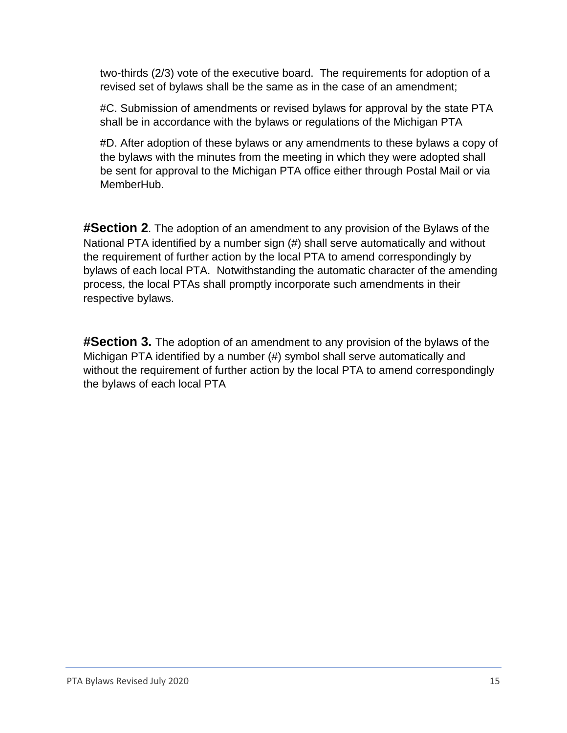two-thirds (2/3) vote of the executive board. The requirements for adoption of a revised set of bylaws shall be the same as in the case of an amendment;

#C. Submission of amendments or revised bylaws for approval by the state PTA shall be in accordance with the bylaws or regulations of the Michigan PTA

#D. After adoption of these bylaws or any amendments to these bylaws a copy of the bylaws with the minutes from the meeting in which they were adopted shall be sent for approval to the Michigan PTA office either through Postal Mail or via MemberHub.

**#Section 2**. The adoption of an amendment to any provision of the Bylaws of the National PTA identified by a number sign (#) shall serve automatically and without the requirement of further action by the local PTA to amend correspondingly by bylaws of each local PTA. Notwithstanding the automatic character of the amending process, the local PTAs shall promptly incorporate such amendments in their respective bylaws.

**#Section 3.** The adoption of an amendment to any provision of the bylaws of the Michigan PTA identified by a number (#) symbol shall serve automatically and without the requirement of further action by the local PTA to amend correspondingly the bylaws of each local PTA